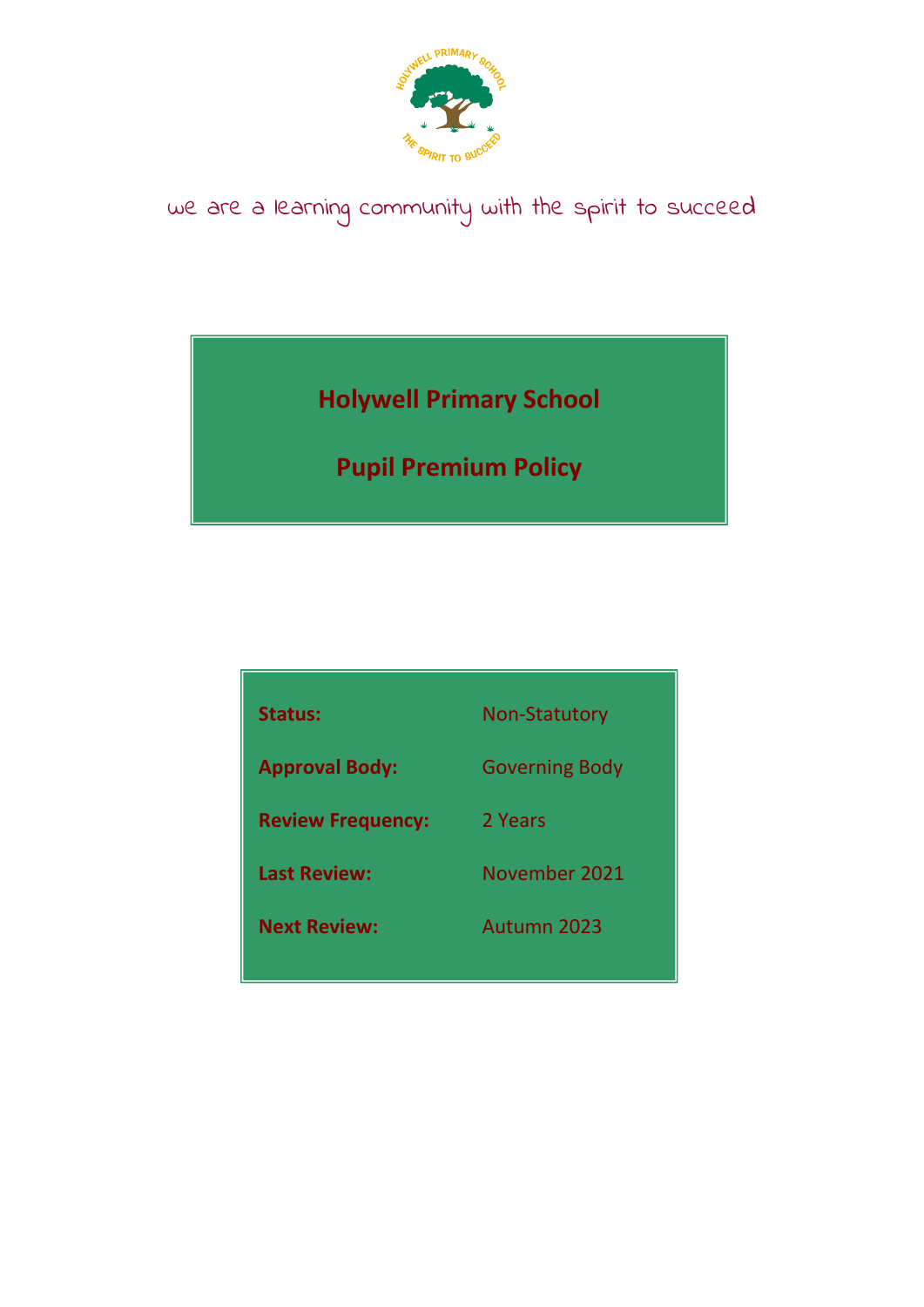we are a learning community with the spirit to succeed

# Holywell Primary School

# Pupil Premium Policy

| | |
|---|---|
| **Status:** | Non-Statutory |
| **Approval Body:** | Governing Body |
| **Review Frequency:** | 2 Years |
| **Last Review:** | November 2021 |
| **Next Review:** | Autumn 2023 |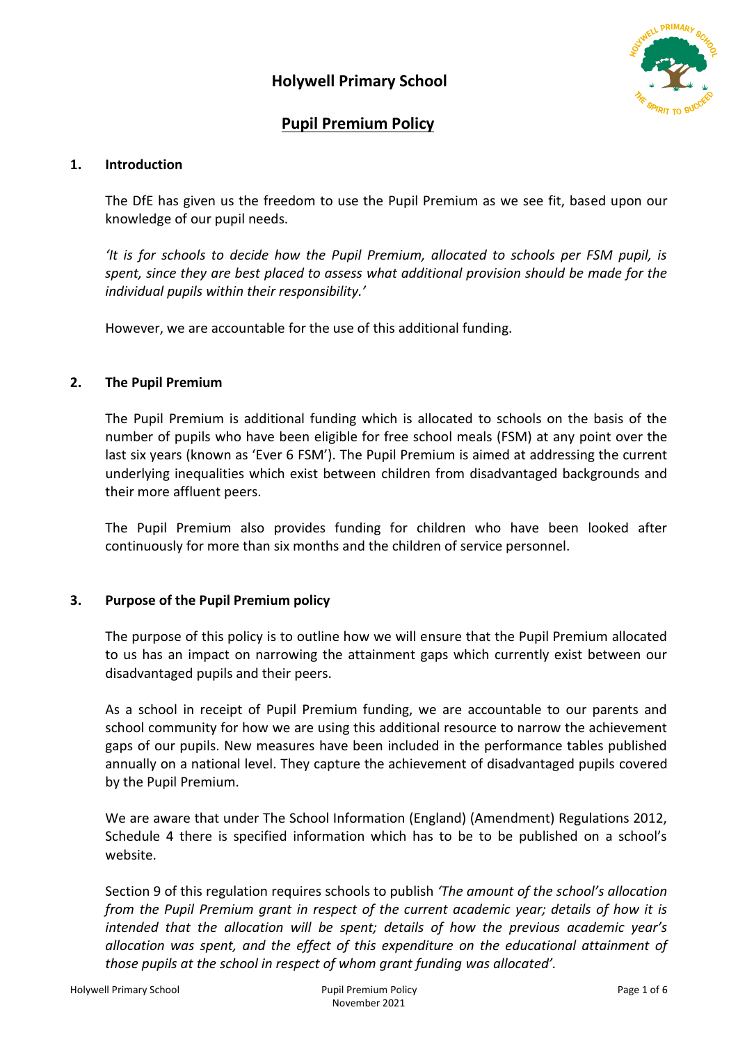# Holywell Primary School

## Pupil Premium Policy

### 1. Introduction

The DfE has given us the freedom to use the Pupil Premium as we see fit, based upon our knowledge of our pupil needs.

*'It is for schools to decide how the Pupil Premium, allocated to schools per FSM pupil, is spent, since they are best placed to assess what additional provision should be made for the individual pupils within their responsibility.'*

However, we are accountable for the use of this additional funding.

### 2. The Pupil Premium

The Pupil Premium is additional funding which is allocated to schools on the basis of the number of pupils who have been eligible for free school meals (FSM) at any point over the last six years (known as 'Ever 6 FSM'). The Pupil Premium is aimed at addressing the current underlying inequalities which exist between children from disadvantaged backgrounds and their more affluent peers.

The Pupil Premium also provides funding for children who have been looked after continuously for more than six months and the children of service personnel.

### 3. Purpose of the Pupil Premium policy

The purpose of this policy is to outline how we will ensure that the Pupil Premium allocated to us has an impact on narrowing the attainment gaps which currently exist between our disadvantaged pupils and their peers.

As a school in receipt of Pupil Premium funding, we are accountable to our parents and school community for how we are using this additional resource to narrow the achievement gaps of our pupils. New measures have been included in the performance tables published annually on a national level. They capture the achievement of disadvantaged pupils covered by the Pupil Premium.

We are aware that under The School Information (England) (Amendment) Regulations 2012, Schedule 4 there is specified information which has to be to be published on a school's website.

Section 9 of this regulation requires schools to publish *'The amount of the school's allocation from the Pupil Premium grant in respect of the current academic year; details of how it is intended that the allocation will be spent; details of how the previous academic year's allocation was spent, and the effect of this expenditure on the educational attainment of those pupils at the school in respect of whom grant funding was allocated'.*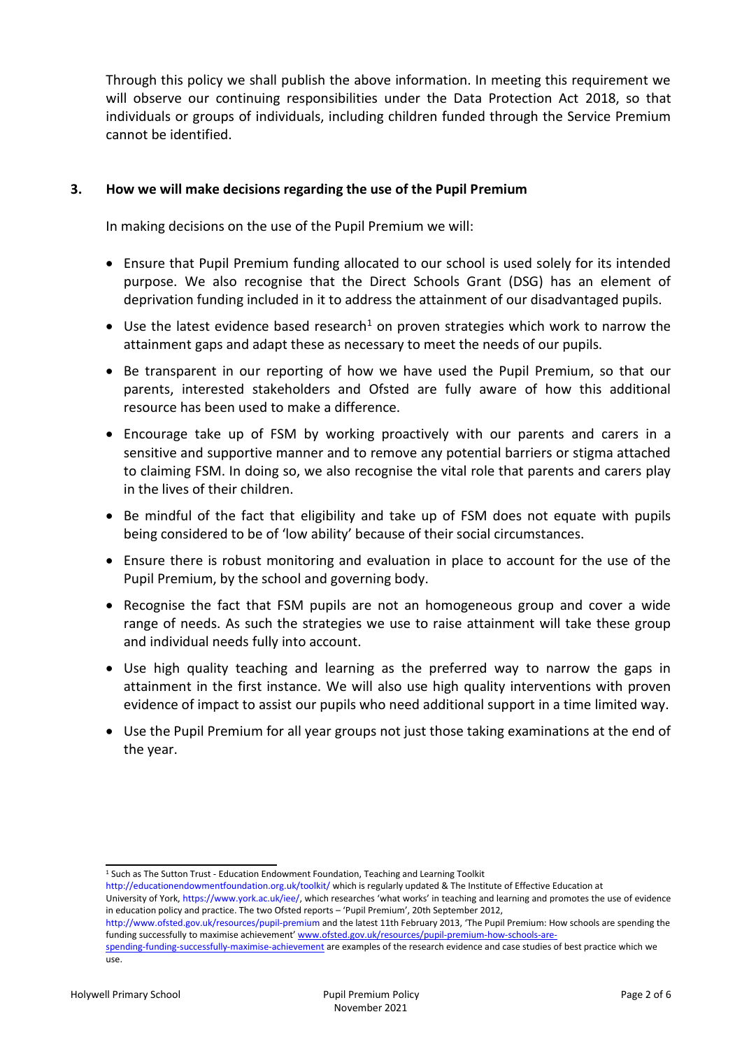Through this policy we shall publish the above information. In meeting this requirement we will observe our continuing responsibilities under the Data Protection Act 2018, so that individuals or groups of individuals, including children funded through the Service Premium cannot be identified.

## 3. How we will make decisions regarding the use of the Pupil Premium

In making decisions on the use of the Pupil Premium we will:

- Ensure that Pupil Premium funding allocated to our school is used solely for its intended purpose. We also recognise that the Direct Schools Grant (DSG) has an element of deprivation funding included in it to address the attainment of our disadvantaged pupils.
- Use the latest evidence based research[1] on proven strategies which work to narrow the attainment gaps and adapt these as necessary to meet the needs of our pupils.
- Be transparent in our reporting of how we have used the Pupil Premium, so that our parents, interested stakeholders and Ofsted are fully aware of how this additional resource has been used to make a difference.
- Encourage take up of FSM by working proactively with our parents and carers in a sensitive and supportive manner and to remove any potential barriers or stigma attached to claiming FSM. In doing so, we also recognise the vital role that parents and carers play in the lives of their children.
- Be mindful of the fact that eligibility and take up of FSM does not equate with pupils being considered to be of 'low ability' because of their social circumstances.
- Ensure there is robust monitoring and evaluation in place to account for the use of the Pupil Premium, by the school and governing body.
- Recognise the fact that FSM pupils are not an homogeneous group and cover a wide range of needs. As such the strategies we use to raise attainment will take these group and individual needs fully into account.
- Use high quality teaching and learning as the preferred way to narrow the gaps in attainment in the first instance. We will also use high quality interventions with proven evidence of impact to assist our pupils who need additional support in a time limited way.
- Use the Pupil Premium for all year groups not just those taking examinations at the end of the year.

---

[1] Such as The Sutton Trust - Education Endowment Foundation, Teaching and Learning Toolkit http://educationendowmentfoundation.org.uk/toolkit/ which is regularly updated & The Institute of Effective Education at University of York, https://www.york.ac.uk/iee/, which researches 'what works' in teaching and learning and promotes the use of evidence in education policy and practice. The two Ofsted reports – 'Pupil Premium', 20th September 2012, http://www.ofsted.gov.uk/resources/pupil-premium and the latest 11th February 2013, 'The Pupil Premium: How schools are spending the funding successfully to maximise achievement' www.ofsted.gov.uk/resources/pupil-premium-how-schools-are-spending-funding-successfully-maximise-achievement are examples of the research evidence and case studies of best practice which we use.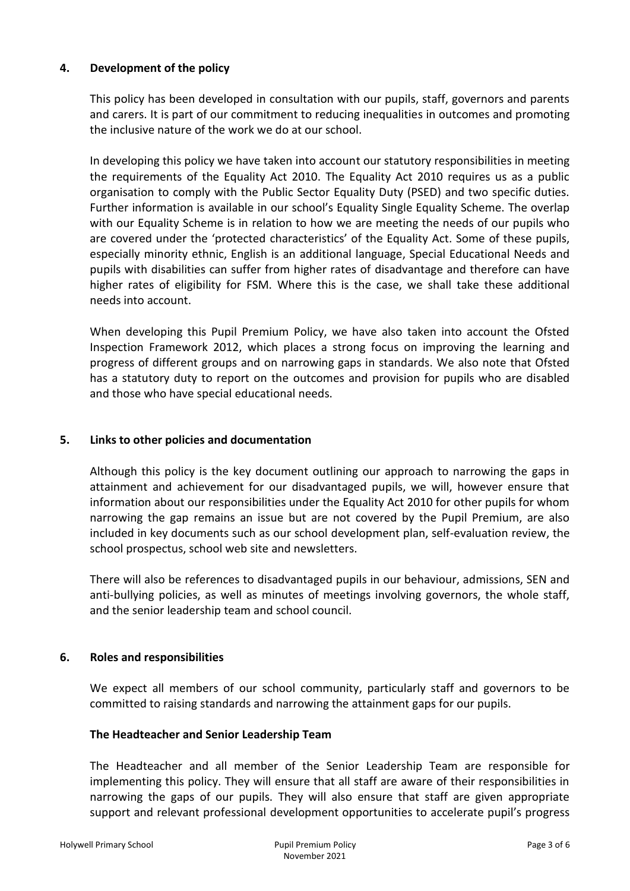## 4. Development of the policy

This policy has been developed in consultation with our pupils, staff, governors and parents and carers. It is part of our commitment to reducing inequalities in outcomes and promoting the inclusive nature of the work we do at our school.

In developing this policy we have taken into account our statutory responsibilities in meeting the requirements of the Equality Act 2010. The Equality Act 2010 requires us as a public organisation to comply with the Public Sector Equality Duty (PSED) and two specific duties. Further information is available in our school's Equality Single Equality Scheme. The overlap with our Equality Scheme is in relation to how we are meeting the needs of our pupils who are covered under the 'protected characteristics' of the Equality Act. Some of these pupils, especially minority ethnic, English is an additional language, Special Educational Needs and pupils with disabilities can suffer from higher rates of disadvantage and therefore can have higher rates of eligibility for FSM. Where this is the case, we shall take these additional needs into account.

When developing this Pupil Premium Policy, we have also taken into account the Ofsted Inspection Framework 2012, which places a strong focus on improving the learning and progress of different groups and on narrowing gaps in standards. We also note that Ofsted has a statutory duty to report on the outcomes and provision for pupils who are disabled and those who have special educational needs.

## 5. Links to other policies and documentation

Although this policy is the key document outlining our approach to narrowing the gaps in attainment and achievement for our disadvantaged pupils, we will, however ensure that information about our responsibilities under the Equality Act 2010 for other pupils for whom narrowing the gap remains an issue but are not covered by the Pupil Premium, are also included in key documents such as our school development plan, self-evaluation review, the school prospectus, school web site and newsletters.

There will also be references to disadvantaged pupils in our behaviour, admissions, SEN and anti-bullying policies, as well as minutes of meetings involving governors, the whole staff, and the senior leadership team and school council.

## 6. Roles and responsibilities

We expect all members of our school community, particularly staff and governors to be committed to raising standards and narrowing the attainment gaps for our pupils.

### The Headteacher and Senior Leadership Team

The Headteacher and all member of the Senior Leadership Team are responsible for implementing this policy. They will ensure that all staff are aware of their responsibilities in narrowing the gaps of our pupils. They will also ensure that staff are given appropriate support and relevant professional development opportunities to accelerate pupil's progress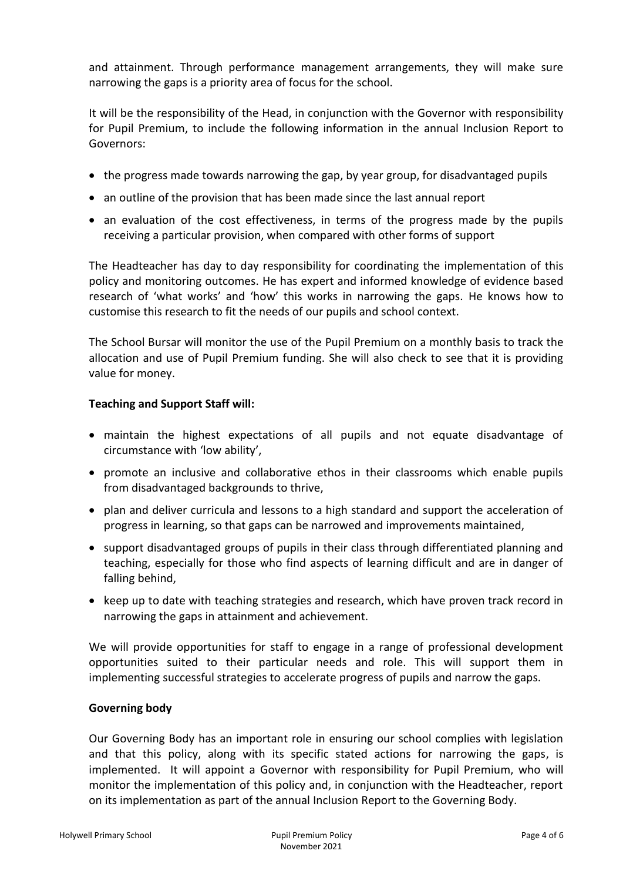and attainment. Through performance management arrangements, they will make sure narrowing the gaps is a priority area of focus for the school.

It will be the responsibility of the Head, in conjunction with the Governor with responsibility for Pupil Premium, to include the following information in the annual Inclusion Report to Governors:

- the progress made towards narrowing the gap, by year group, for disadvantaged pupils
- an outline of the provision that has been made since the last annual report
- an evaluation of the cost effectiveness, in terms of the progress made by the pupils receiving a particular provision, when compared with other forms of support

The Headteacher has day to day responsibility for coordinating the implementation of this policy and monitoring outcomes. He has expert and informed knowledge of evidence based research of 'what works' and 'how' this works in narrowing the gaps. He knows how to customise this research to fit the needs of our pupils and school context.

The School Bursar will monitor the use of the Pupil Premium on a monthly basis to track the allocation and use of Pupil Premium funding. She will also check to see that it is providing value for money.

**Teaching and Support Staff will:**

- maintain the highest expectations of all pupils and not equate disadvantage of circumstance with 'low ability',
- promote an inclusive and collaborative ethos in their classrooms which enable pupils from disadvantaged backgrounds to thrive,
- plan and deliver curricula and lessons to a high standard and support the acceleration of progress in learning, so that gaps can be narrowed and improvements maintained,
- support disadvantaged groups of pupils in their class through differentiated planning and teaching, especially for those who find aspects of learning difficult and are in danger of falling behind,
- keep up to date with teaching strategies and research, which have proven track record in narrowing the gaps in attainment and achievement.

We will provide opportunities for staff to engage in a range of professional development opportunities suited to their particular needs and role. This will support them in implementing successful strategies to accelerate progress of pupils and narrow the gaps.

**Governing body**

Our Governing Body has an important role in ensuring our school complies with legislation and that this policy, along with its specific stated actions for narrowing the gaps, is implemented. It will appoint a Governor with responsibility for Pupil Premium, who will monitor the implementation of this policy and, in conjunction with the Headteacher, report on its implementation as part of the annual Inclusion Report to the Governing Body.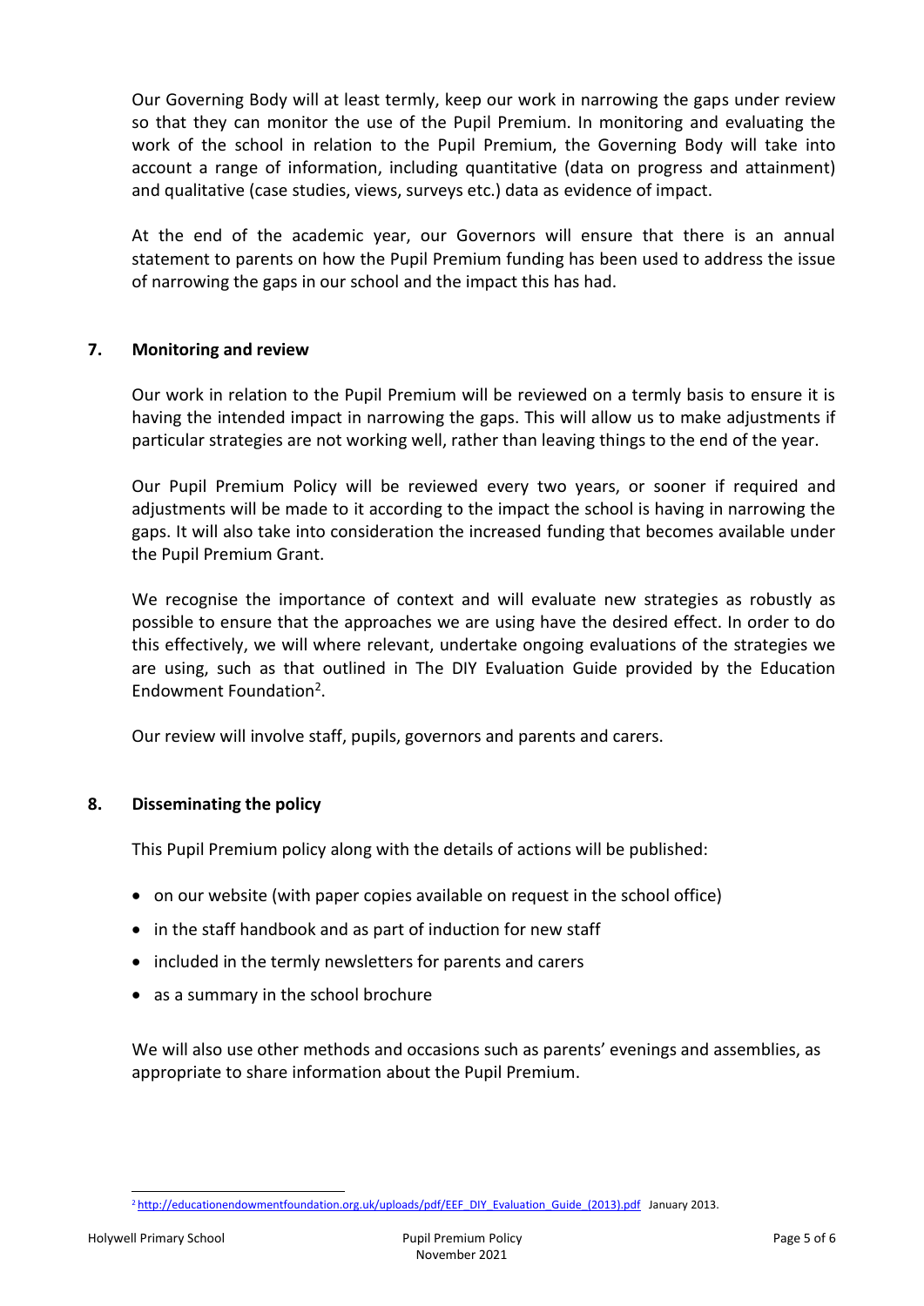Our Governing Body will at least termly, keep our work in narrowing the gaps under review so that they can monitor the use of the Pupil Premium. In monitoring and evaluating the work of the school in relation to the Pupil Premium, the Governing Body will take into account a range of information, including quantitative (data on progress and attainment) and qualitative (case studies, views, surveys etc.) data as evidence of impact.

At the end of the academic year, our Governors will ensure that there is an annual statement to parents on how the Pupil Premium funding has been used to address the issue of narrowing the gaps in our school and the impact this has had.

## 7. Monitoring and review

Our work in relation to the Pupil Premium will be reviewed on a termly basis to ensure it is having the intended impact in narrowing the gaps. This will allow us to make adjustments if particular strategies are not working well, rather than leaving things to the end of the year.

Our Pupil Premium Policy will be reviewed every two years, or sooner if required and adjustments will be made to it according to the impact the school is having in narrowing the gaps. It will also take into consideration the increased funding that becomes available under the Pupil Premium Grant.

We recognise the importance of context and will evaluate new strategies as robustly as possible to ensure that the approaches we are using have the desired effect. In order to do this effectively, we will where relevant, undertake ongoing evaluations of the strategies we are using, such as that outlined in The DIY Evaluation Guide provided by the Education Endowment Foundation[2].

Our review will involve staff, pupils, governors and parents and carers.

## 8. Disseminating the policy

This Pupil Premium policy along with the details of actions will be published:

- on our website (with paper copies available on request in the school office)
- in the staff handbook and as part of induction for new staff
- included in the termly newsletters for parents and carers
- as a summary in the school brochure

We will also use other methods and occasions such as parents' evenings and assemblies, as appropriate to share information about the Pupil Premium.

---

[2] http://educationendowmentfoundation.org.uk/uploads/pdf/EEF_DIY_Evaluation_Guide_(2013).pdf January 2013.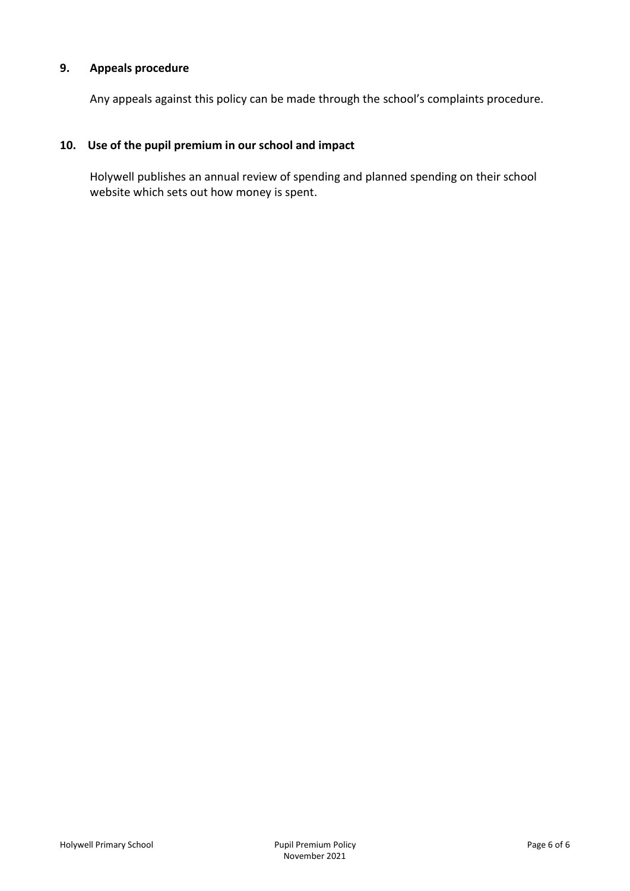## 9. Appeals procedure

Any appeals against this policy can be made through the school's complaints procedure.

## 10. Use of the pupil premium in our school and impact

Holywell publishes an annual review of spending and planned spending on their school website which sets out how money is spent.